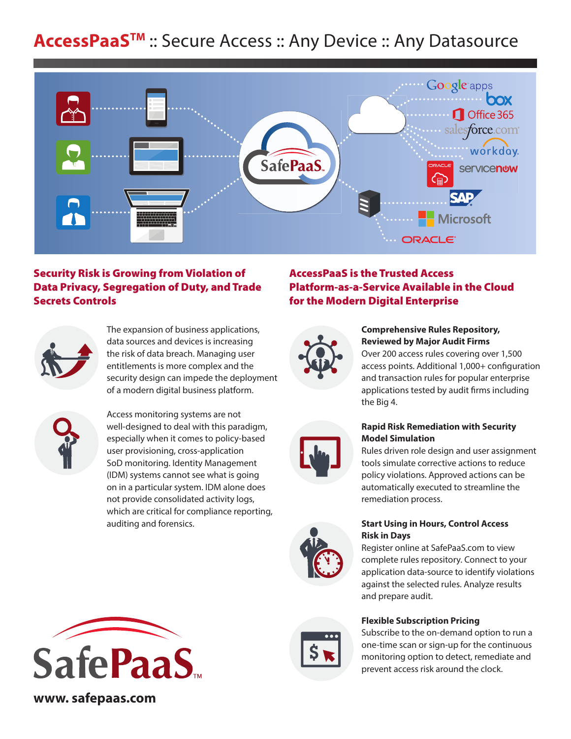# AccessPaaS™ :: Secure Access :: Any Device :: Any Datasource

## Security Risk is Growing from Violation of Data Privacy, Segregation of Duty, and Trade Secrets Controls

The expansion of business applications, data sources and devices is increasing the risk of data breach. Managing user entitlements is more complex and the security design can impede the deployment of a modern digital business platform.

Access monitoring systems are not well-designed to deal with this paradigm, especially when it comes to policy-based user provisioning, cross-application SoD monitoring. Identity Management (IDM) systems cannot see what is going on in a particular system. IDM alone does not provide consolidated activity logs, which are critical for compliance reporting, auditing and forensics.

## AccessPaaS is the Trusted Access Platform-as-a-Service Available in the Cloud for the Modern Digital Enterprise

**Comprehensive Rules Repository, Reviewed by Major Audit Firms**
Over 200 access rules covering over 1,500 access points. Additional 1,000+ configuration and transaction rules for popular enterprise applications tested by audit firms including the Big 4.

**Rapid Risk Remediation with Security Model Simulation**
Rules driven role design and user assignment tools simulate corrective actions to reduce policy violations. Approved actions can be automatically executed to streamline the remediation process.

**Start Using in Hours, Control Access Risk in Days**
Register online at SafePaaS.com to view complete rules repository. Connect to your application data-source to identify violations against the selected rules. Analyze results and prepare audit.

**Flexible Subscription Pricing**
Subscribe to the on-demand option to run a one-time scan or sign-up for the continuous monitoring option to detect, remediate and prevent access risk around the clock.

SafePaaS™

**www. safepaas.com**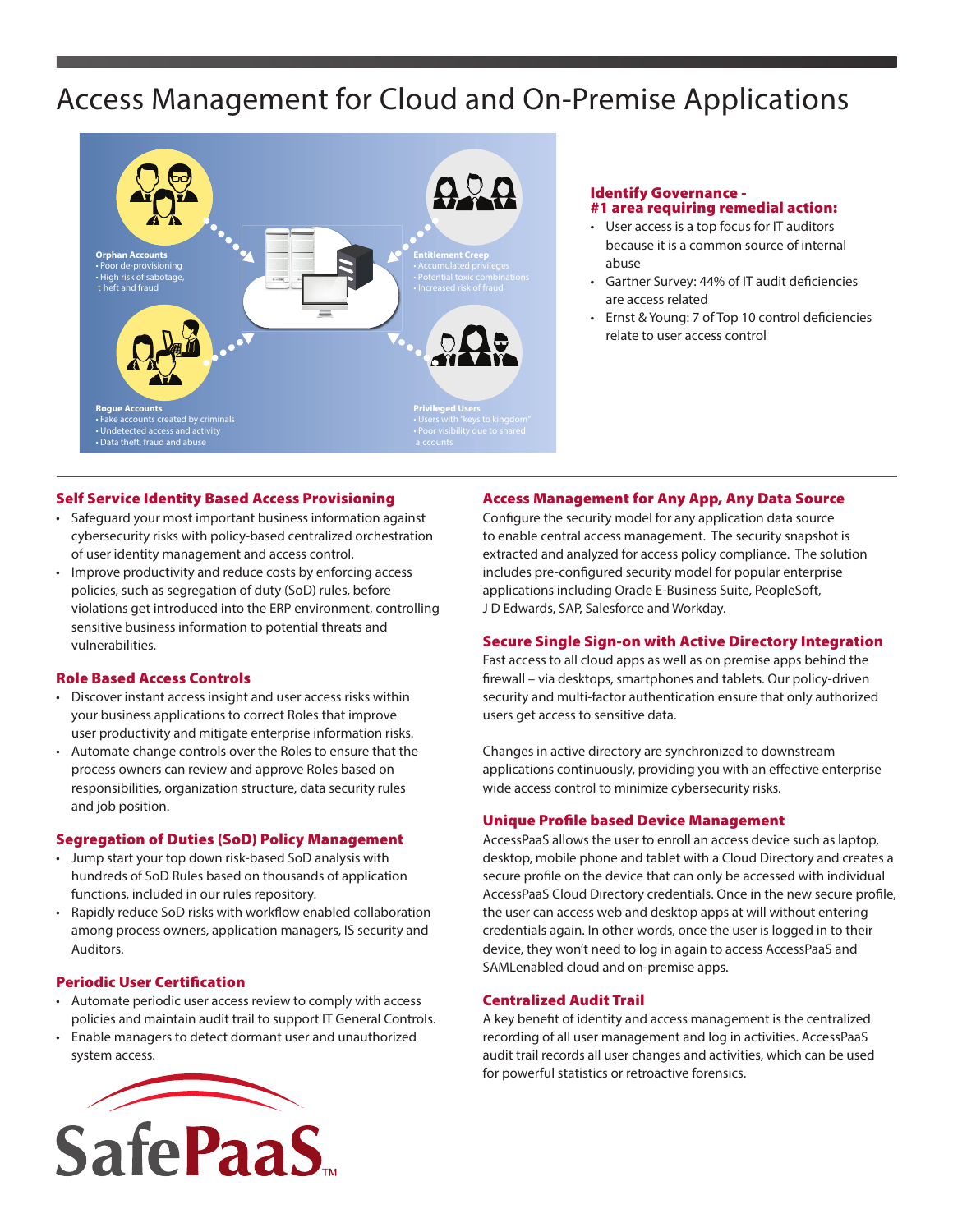# Access Management for Cloud and On-Premise Applications

**Orphan Accounts**
- Poor de-provisioning
- High risk of sabotage, theft and fraud

**Entitlement Creep**
- Accumulated privileges
- Potential toxic combinations
- Increased risk of fraud

**Rogue Accounts**
- Fake accounts created by criminals
- Undetected access and activity
- Data theft, fraud and abuse

**Privileged Users**
- Users with "keys to kingdom"
- Poor visibility due to shared accounts

### Identify Governance - #1 area requiring remedial action:

- User access is a top focus for IT auditors because it is a common source of internal abuse
- Gartner Survey: 44% of IT audit deficiencies are access related
- Ernst & Young: 7 of Top 10 control deficiencies relate to user access control

### Self Service Identity Based Access Provisioning

- Safeguard your most important business information against cybersecurity risks with policy-based centralized orchestration of user identity management and access control.
- Improve productivity and reduce costs by enforcing access policies, such as segregation of duty (SoD) rules, before violations get introduced into the ERP environment, controlling sensitive business information to potential threats and vulnerabilities.

### Role Based Access Controls

- Discover instant access insight and user access risks within your business applications to correct Roles that improve user productivity and mitigate enterprise information risks.
- Automate change controls over the Roles to ensure that the process owners can review and approve Roles based on responsibilities, organization structure, data security rules and job position.

### Segregation of Duties (SoD) Policy Management

- Jump start your top down risk-based SoD analysis with hundreds of SoD Rules based on thousands of application functions, included in our rules repository.
- Rapidly reduce SoD risks with workflow enabled collaboration among process owners, application managers, IS security and Auditors.

### Periodic User Certification

- Automate periodic user access review to comply with access policies and maintain audit trail to support IT General Controls.
- Enable managers to detect dormant user and unauthorized system access.

### Access Management for Any App, Any Data Source

Configure the security model for any application data source to enable central access management. The security snapshot is extracted and analyzed for access policy compliance. The solution includes pre-configured security model for popular enterprise applications including Oracle E-Business Suite, PeopleSoft, J D Edwards, SAP, Salesforce and Workday.

### Secure Single Sign-on with Active Directory Integration

Fast access to all cloud apps as well as on premise apps behind the firewall – via desktops, smartphones and tablets. Our policy-driven security and multi-factor authentication ensure that only authorized users get access to sensitive data.

Changes in active directory are synchronized to downstream applications continuously, providing you with an effective enterprise wide access control to minimize cybersecurity risks.

### Unique Profile based Device Management

AccessPaaS allows the user to enroll an access device such as laptop, desktop, mobile phone and tablet with a Cloud Directory and creates a secure profile on the device that can only be accessed with individual AccessPaaS Cloud Directory credentials. Once in the new secure profile, the user can access web and desktop apps at will without entering credentials again. In other words, once the user is logged in to their device, they won't need to log in again to access AccessPaaS and SAMLenabled cloud and on-premise apps.

### Centralized Audit Trail

A key benefit of identity and access management is the centralized recording of all user management and log in activities. AccessPaaS audit trail records all user changes and activities, which can be used for powerful statistics or retroactive forensics.

SafePaaS™